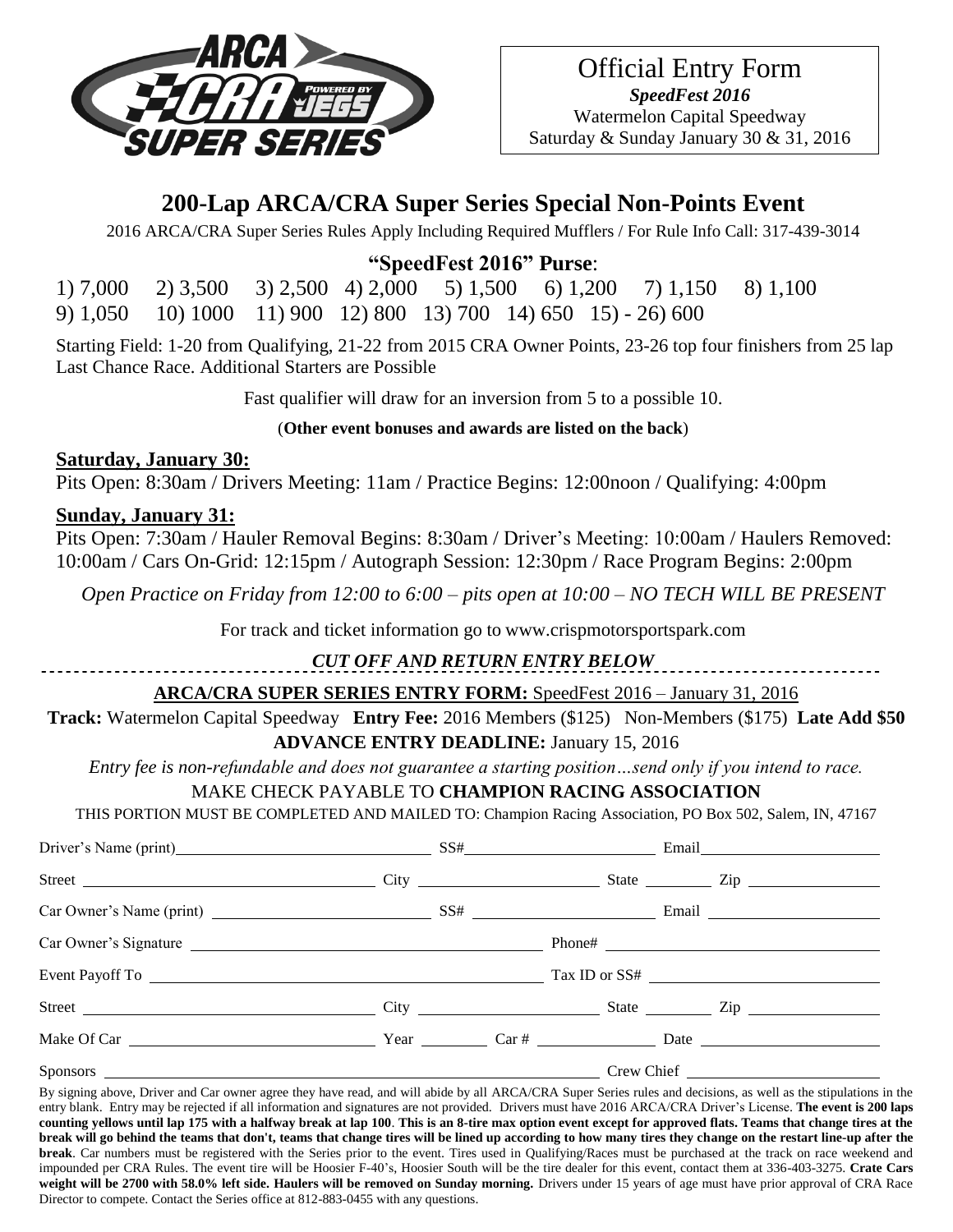# Official Entry Form

***SpeedFest 2016***

Watermelon Capital Speedway

Saturday & Sunday January 30 & 31, 2016

## 200-Lap ARCA/CRA Super Series Special Non-Points Event

2016 ARCA/CRA Super Series Rules Apply Including Required Mufflers / For Rule Info Call: 317-439-3014

### "SpeedFest 2016" Purse:

1) 7,000 2) 3,500 3) 2,500 4) 2,000 5) 1,500 6) 1,200 7) 1,150 8) 1,100
9) 1,050 10) 1000 11) 900 12) 800 13) 700 14) 650 15) - 26) 600

Starting Field: 1-20 from Qualifying, 21-22 from 2015 CRA Owner Points, 23-26 top four finishers from 25 lap Last Chance Race. Additional Starters are Possible

Fast qualifier will draw for an inversion from 5 to a possible 10.

(**Other event bonuses and awards are listed on the back**)

**Saturday, January 30:**

Pits Open: 8:30am / Drivers Meeting: 11am / Practice Begins: 12:00noon / Qualifying: 4:00pm

**Sunday, January 31:**

Pits Open: 7:30am / Hauler Removal Begins: 8:30am / Driver's Meeting: 10:00am / Haulers Removed: 10:00am / Cars On-Grid: 12:15pm / Autograph Session: 12:30pm / Race Program Begins: 2:00pm

*Open Practice on Friday from 12:00 to 6:00 – pits open at 10:00 – NO TECH WILL BE PRESENT*

For track and ticket information go to www.crispmotorsportspark.com

***CUT OFF AND RETURN ENTRY BELOW***

---

**ARCA/CRA SUPER SERIES ENTRY FORM:** SpeedFest 2016 – January 31, 2016

**Track:** Watermelon Capital Speedway **Entry Fee:** 2016 Members ($125) Non-Members ($175) **Late Add $50**

**ADVANCE ENTRY DEADLINE:** January 15, 2016

*Entry fee is non-refundable and does not guarantee a starting position…send only if you intend to race.*

MAKE CHECK PAYABLE TO **CHAMPION RACING ASSOCIATION**

THIS PORTION MUST BE COMPLETED AND MAILED TO: Champion Racing Association, PO Box 502, Salem, IN, 47167

Driver's Name (print) ________ SS# ________ Email ________

Street ________ City ________ State ________ Zip ________

Car Owner's Name (print) ________ SS# ________ Email ________

Car Owner's Signature ________ Phone# ________

Event Payoff To ________ Tax ID or SS# ________

Street ________ City ________ State ________ Zip ________

Make Of Car ________ Year ________ Car # ________ Date ________

Sponsors ________ Crew Chief ________

By signing above, Driver and Car owner agree they have read, and will abide by all ARCA/CRA Super Series rules and decisions, as well as the stipulations in the entry blank. Entry may be rejected if all information and signatures are not provided. Drivers must have 2016 ARCA/CRA Driver's License. **The event is 200 laps counting yellows until lap 175 with a halfway break at lap 100**. **This is an 8-tire max option event except for approved flats. Teams that change tires at the break will go behind the teams that don't, teams that change tires will be lined up according to how many tires they change on the restart line-up after the break**. Car numbers must be registered with the Series prior to the event. Tires used in Qualifying/Races must be purchased at the track on race weekend and impounded per CRA Rules. The event tire will be Hoosier F-40's, Hoosier South will be the tire dealer for this event, contact them at 336-403-3275. **Crate Cars weight will be 2700 with 58.0% left side. Haulers will be removed on Sunday morning.** Drivers under 15 years of age must have prior approval of CRA Race Director to compete. Contact the Series office at 812-883-0455 with any questions.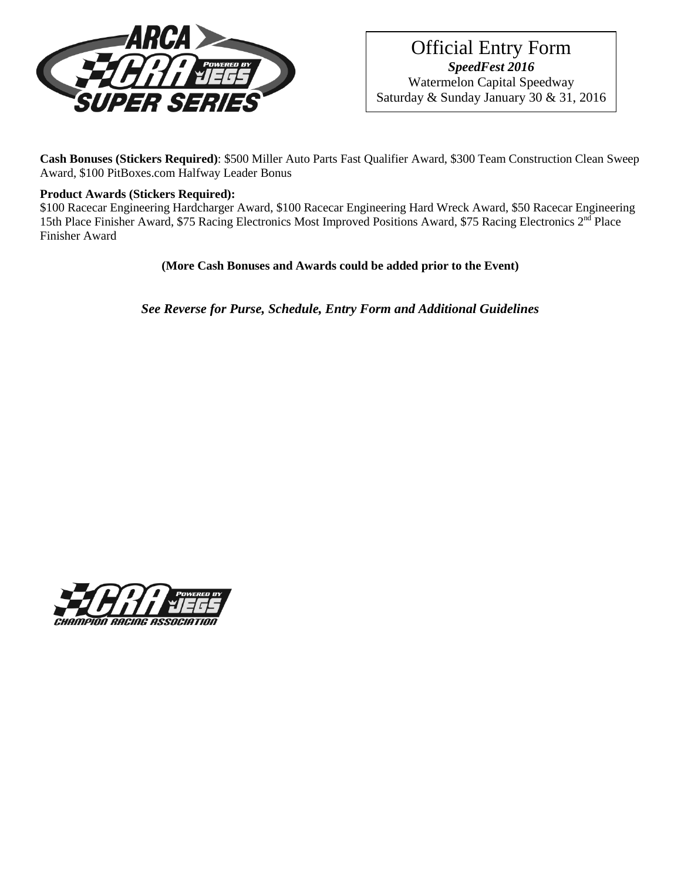# Official Entry Form

***SpeedFest 2016***

Watermelon Capital Speedway

Saturday & Sunday January 30 & 31, 2016

**Cash Bonuses (Stickers Required)**: $500 Miller Auto Parts Fast Qualifier Award, $300 Team Construction Clean Sweep Award, $100 PitBoxes.com Halfway Leader Bonus

**Product Awards (Stickers Required):**

$100 Racecar Engineering Hardcharger Award, $100 Racecar Engineering Hard Wreck Award, $50 Racecar Engineering 15th Place Finisher Award, $75 Racing Electronics Most Improved Positions Award, $75 Racing Electronics 2nd Place Finisher Award

**(More Cash Bonuses and Awards could be added prior to the Event)**

***See Reverse for Purse, Schedule, Entry Form and Additional Guidelines***